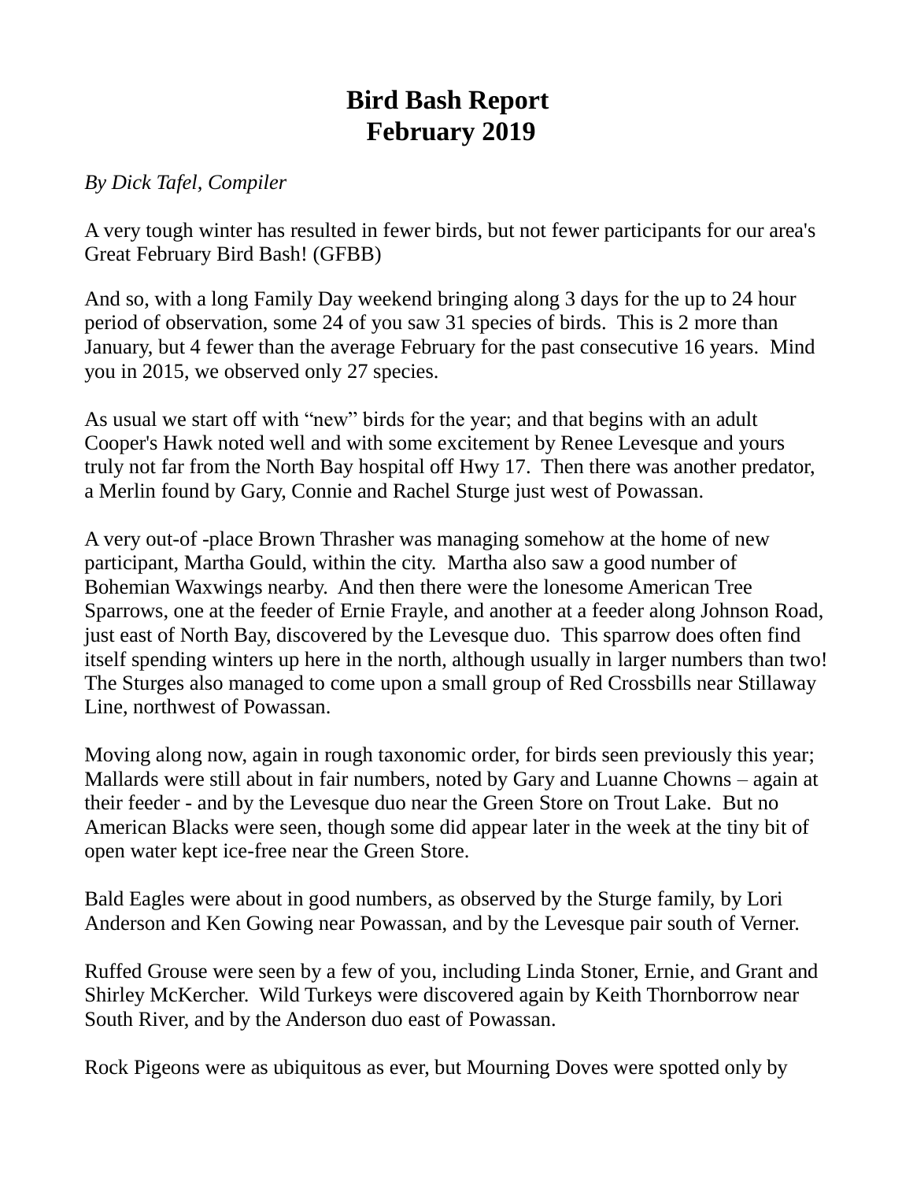# Bird Bash Report
# February 2019

*By Dick Tafel, Compiler*

A very tough winter has resulted in fewer birds, but not fewer participants for our area's Great February Bird Bash! (GFBB)

And so, with a long Family Day weekend bringing along 3 days for the up to 24 hour period of observation, some 24 of you saw 31 species of birds. This is 2 more than January, but 4 fewer than the average February for the past consecutive 16 years. Mind you in 2015, we observed only 27 species.

As usual we start off with "new" birds for the year; and that begins with an adult Cooper's Hawk noted well and with some excitement by Renee Levesque and yours truly not far from the North Bay hospital off Hwy 17. Then there was another predator, a Merlin found by Gary, Connie and Rachel Sturge just west of Powassan.

A very out-of -place Brown Thrasher was managing somehow at the home of new participant, Martha Gould, within the city. Martha also saw a good number of Bohemian Waxwings nearby. And then there were the lonesome American Tree Sparrows, one at the feeder of Ernie Frayle, and another at a feeder along Johnson Road, just east of North Bay, discovered by the Levesque duo. This sparrow does often find itself spending winters up here in the north, although usually in larger numbers than two! The Sturges also managed to come upon a small group of Red Crossbills near Stillaway Line, northwest of Powassan.

Moving along now, again in rough taxonomic order, for birds seen previously this year; Mallards were still about in fair numbers, noted by Gary and Luanne Chowns – again at their feeder - and by the Levesque duo near the Green Store on Trout Lake. But no American Blacks were seen, though some did appear later in the week at the tiny bit of open water kept ice-free near the Green Store.

Bald Eagles were about in good numbers, as observed by the Sturge family, by Lori Anderson and Ken Gowing near Powassan, and by the Levesque pair south of Verner.

Ruffed Grouse were seen by a few of you, including Linda Stoner, Ernie, and Grant and Shirley McKercher. Wild Turkeys were discovered again by Keith Thornborrow near South River, and by the Anderson duo east of Powassan.

Rock Pigeons were as ubiquitous as ever, but Mourning Doves were spotted only by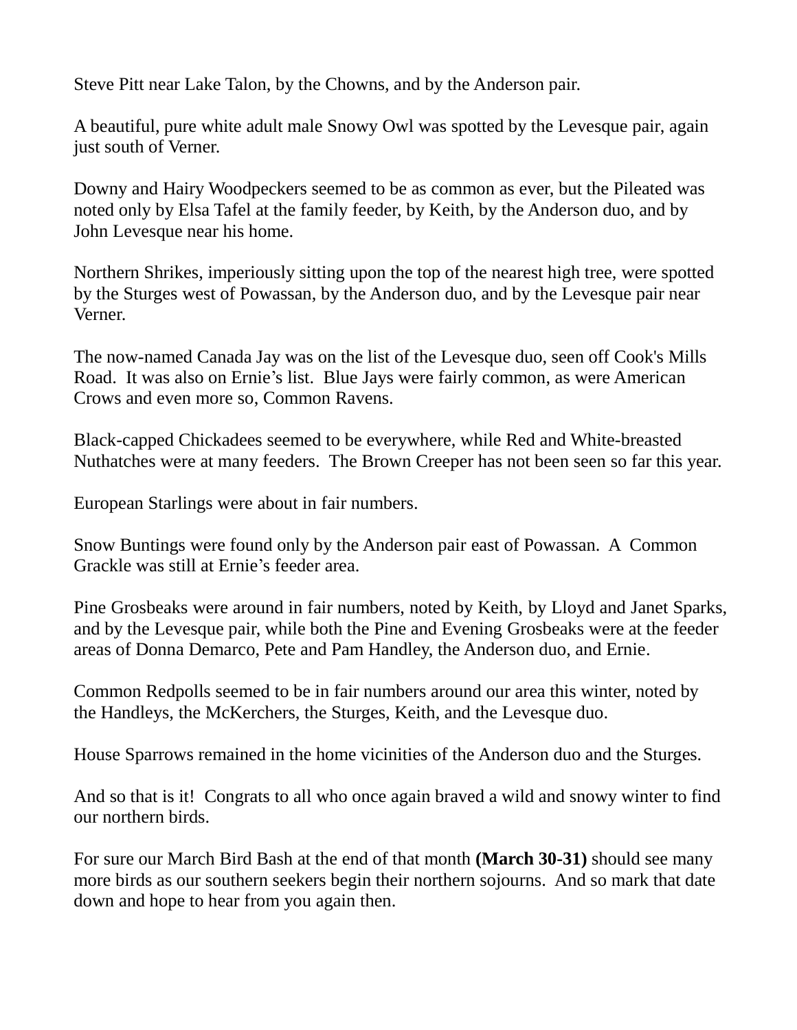Steve Pitt near Lake Talon, by the Chowns, and by the Anderson pair.

A beautiful, pure white adult male Snowy Owl was spotted by the Levesque pair, again just south of Verner.

Downy and Hairy Woodpeckers seemed to be as common as ever, but the Pileated was noted only by Elsa Tafel at the family feeder, by Keith, by the Anderson duo, and by John Levesque near his home.

Northern Shrikes, imperiously sitting upon the top of the nearest high tree, were spotted by the Sturges west of Powassan, by the Anderson duo, and by the Levesque pair near Verner.

The now-named Canada Jay was on the list of the Levesque duo, seen off Cook's Mills Road. It was also on Ernie's list. Blue Jays were fairly common, as were American Crows and even more so, Common Ravens.

Black-capped Chickadees seemed to be everywhere, while Red and White-breasted Nuthatches were at many feeders. The Brown Creeper has not been seen so far this year.

European Starlings were about in fair numbers.

Snow Buntings were found only by the Anderson pair east of Powassan. A Common Grackle was still at Ernie's feeder area.

Pine Grosbeaks were around in fair numbers, noted by Keith, by Lloyd and Janet Sparks, and by the Levesque pair, while both the Pine and Evening Grosbeaks were at the feeder areas of Donna Demarco, Pete and Pam Handley, the Anderson duo, and Ernie.

Common Redpolls seemed to be in fair numbers around our area this winter, noted by the Handleys, the McKerchers, the Sturges, Keith, and the Levesque duo.

House Sparrows remained in the home vicinities of the Anderson duo and the Sturges.

And so that is it! Congrats to all who once again braved a wild and snowy winter to find our northern birds.

For sure our March Bird Bash at the end of that month **(March 30-31)** should see many more birds as our southern seekers begin their northern sojourns. And so mark that date down and hope to hear from you again then.